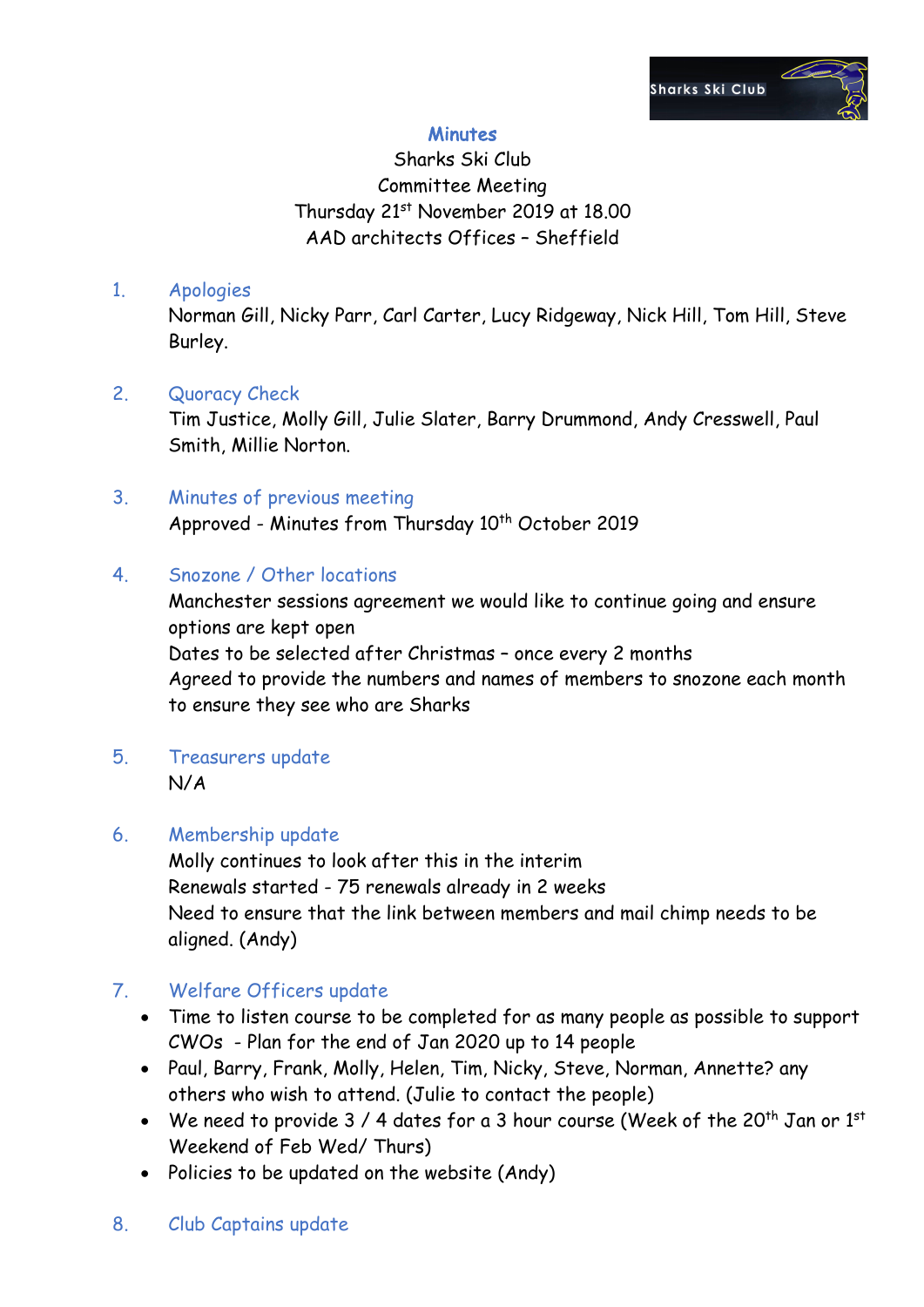# Minutes

Sharks Ski Club
Committee Meeting
Thursday 21st November 2019 at 18.00
AAD architects Offices – Sheffield

## 1. Apologies

Norman Gill, Nicky Parr, Carl Carter, Lucy Ridgeway, Nick Hill, Tom Hill, Steve Burley.

## 2. Quoracy Check

Tim Justice, Molly Gill, Julie Slater, Barry Drummond, Andy Cresswell, Paul Smith, Millie Norton.

## 3. Minutes of previous meeting

Approved - Minutes from Thursday 10th October 2019

## 4. Snozone / Other locations

Manchester sessions agreement we would like to continue going and ensure options are kept open
Dates to be selected after Christmas – once every 2 months
Agreed to provide the numbers and names of members to snozone each month to ensure they see who are Sharks

## 5. Treasurers update

N/A

## 6. Membership update

Molly continues to look after this in the interim
Renewals started - 75 renewals already in 2 weeks
Need to ensure that the link between members and mail chimp needs to be aligned. (Andy)

## 7. Welfare Officers update

- Time to listen course to be completed for as many people as possible to support CWOs - Plan for the end of Jan 2020 up to 14 people
- Paul, Barry, Frank, Molly, Helen, Tim, Nicky, Steve, Norman, Annette? any others who wish to attend. (Julie to contact the people)
- We need to provide 3 / 4 dates for a 3 hour course (Week of the 20th Jan or 1st Weekend of Feb Wed/ Thurs)
- Policies to be updated on the website (Andy)

## 8. Club Captains update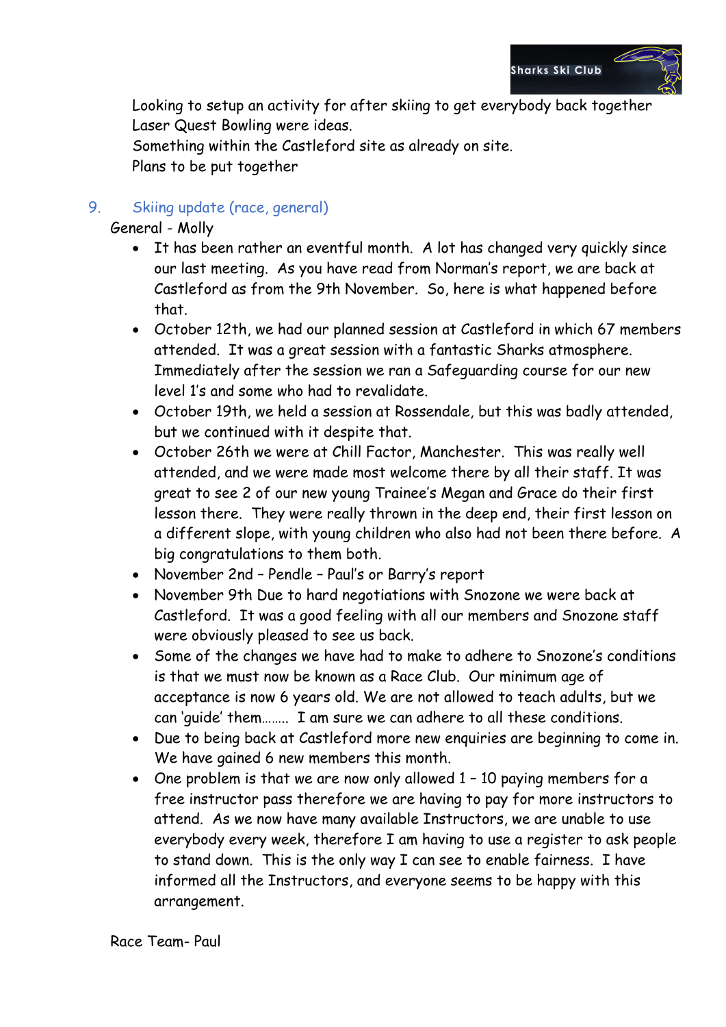Looking to setup an activity for after skiing to get everybody back together
Laser Quest Bowling were ideas.
Something within the Castleford site as already on site.
Plans to be put together

## 9. Skiing update (race, general)

General - Molly

- It has been rather an eventful month. A lot has changed very quickly since our last meeting. As you have read from Norman's report, we are back at Castleford as from the 9th November. So, here is what happened before that.
- October 12th, we had our planned session at Castleford in which 67 members attended. It was a great session with a fantastic Sharks atmosphere. Immediately after the session we ran a Safeguarding course for our new level 1's and some who had to revalidate.
- October 19th, we held a session at Rossendale, but this was badly attended, but we continued with it despite that.
- October 26th we were at Chill Factor, Manchester. This was really well attended, and we were made most welcome there by all their staff. It was great to see 2 of our new young Trainee's Megan and Grace do their first lesson there. They were really thrown in the deep end, their first lesson on a different slope, with young children who also had not been there before. A big congratulations to them both.
- November 2nd – Pendle – Paul's or Barry's report
- November 9th Due to hard negotiations with Snozone we were back at Castleford. It was a good feeling with all our members and Snozone staff were obviously pleased to see us back.
- Some of the changes we have had to make to adhere to Snozone's conditions is that we must now be known as a Race Club. Our minimum age of acceptance is now 6 years old. We are not allowed to teach adults, but we can 'guide' them…….. I am sure we can adhere to all these conditions.
- Due to being back at Castleford more new enquiries are beginning to come in. We have gained 6 new members this month.
- One problem is that we are now only allowed 1 – 10 paying members for a free instructor pass therefore we are having to pay for more instructors to attend. As we now have many available Instructors, we are unable to use everybody every week, therefore I am having to use a register to ask people to stand down. This is the only way I can see to enable fairness. I have informed all the Instructors, and everyone seems to be happy with this arrangement.

Race Team- Paul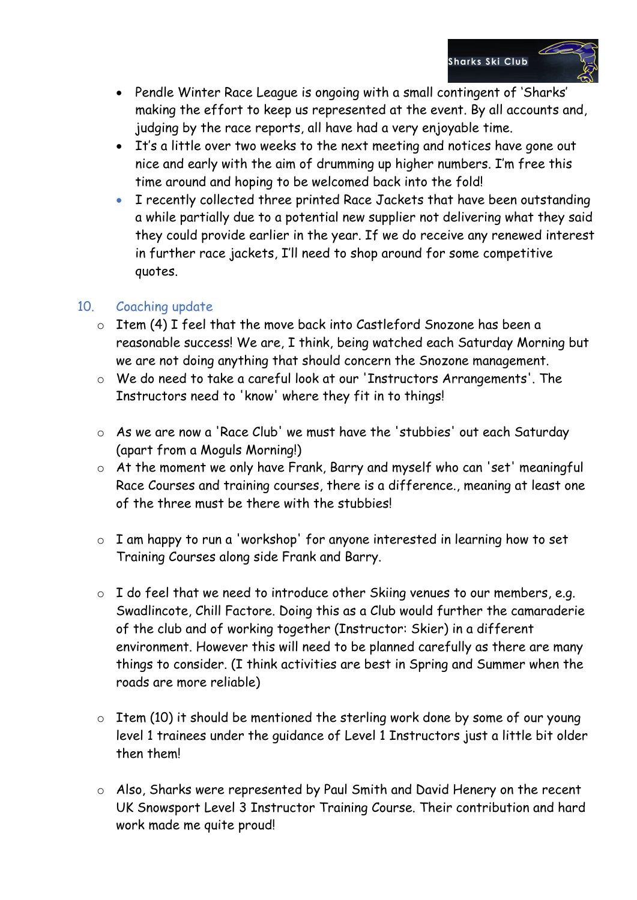- Pendle Winter Race League is ongoing with a small contingent of 'Sharks' making the effort to keep us represented at the event. By all accounts and, judging by the race reports, all have had a very enjoyable time.
- It's a little over two weeks to the next meeting and notices have gone out nice and early with the aim of drumming up higher numbers. I'm free this time around and hoping to be welcomed back into the fold!
- I recently collected three printed Race Jackets that have been outstanding a while partially due to a potential new supplier not delivering what they said they could provide earlier in the year. If we do receive any renewed interest in further race jackets, I'll need to shop around for some competitive quotes.

## 10. Coaching update

- Item (4) I feel that the move back into Castleford Snozone has been a reasonable success! We are, I think, being watched each Saturday Morning but we are not doing anything that should concern the Snozone management.
- We do need to take a careful look at our 'Instructors Arrangements'. The Instructors need to 'know' where they fit in to things!
- As we are now a 'Race Club' we must have the 'stubbies' out each Saturday (apart from a Moguls Morning!)
- At the moment we only have Frank, Barry and myself who can 'set' meaningful Race Courses and training courses, there is a difference., meaning at least one of the three must be there with the stubbies!
- I am happy to run a 'workshop' for anyone interested in learning how to set Training Courses along side Frank and Barry.
- I do feel that we need to introduce other Skiing venues to our members, e.g. Swadlincote, Chill Factore. Doing this as a Club would further the camaraderie of the club and of working together (Instructor: Skier) in a different environment. However this will need to be planned carefully as there are many things to consider. (I think activities are best in Spring and Summer when the roads are more reliable)
- Item (10) it should be mentioned the sterling work done by some of our young level 1 trainees under the guidance of Level 1 Instructors just a little bit older then them!
- Also, Sharks were represented by Paul Smith and David Henery on the recent UK Snowsport Level 3 Instructor Training Course. Their contribution and hard work made me quite proud!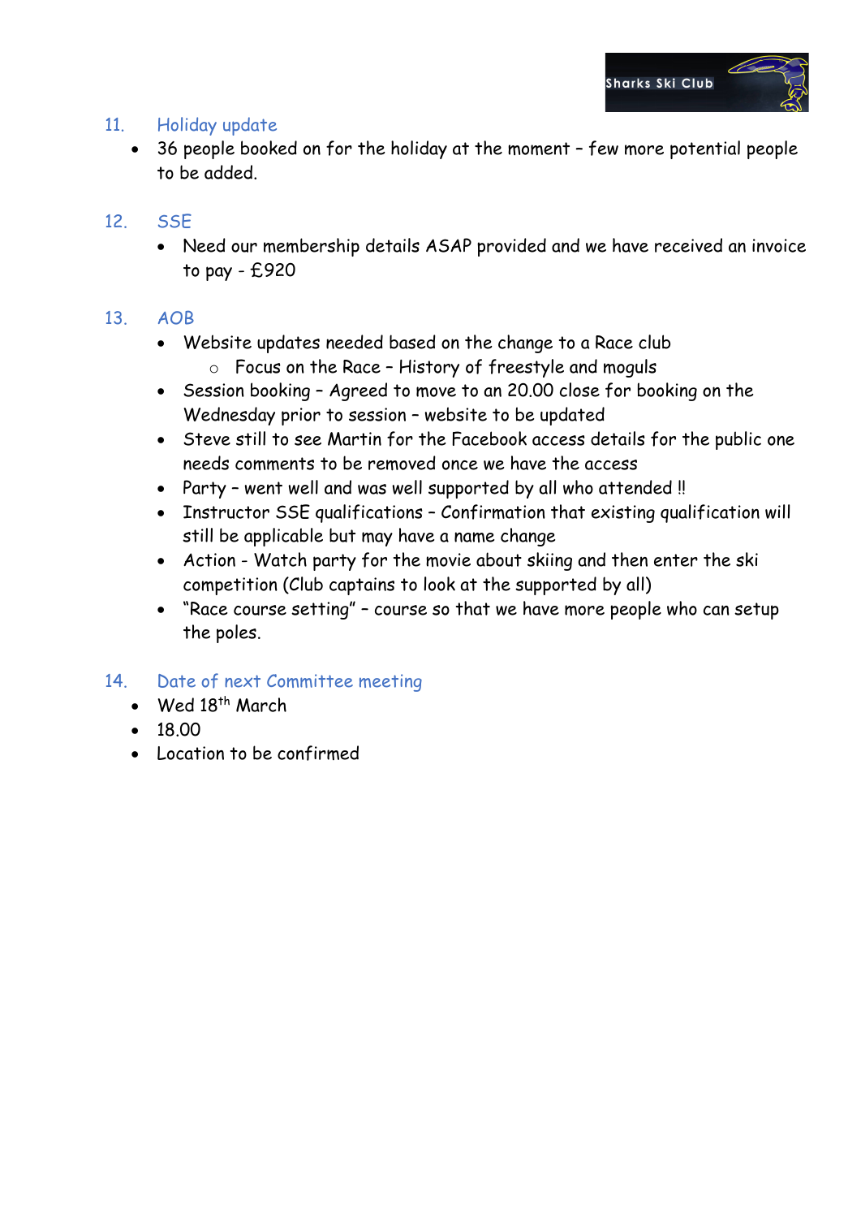## 11. Holiday update

- 36 people booked on for the holiday at the moment – few more potential people to be added.

## 12. SSE

- Need our membership details ASAP provided and we have received an invoice to pay - £920

## 13. AOB

- Website updates needed based on the change to a Race club
  - Focus on the Race – History of freestyle and moguls
- Session booking – Agreed to move to an 20.00 close for booking on the Wednesday prior to session – website to be updated
- Steve still to see Martin for the Facebook access details for the public one needs comments to be removed once we have the access
- Party – went well and was well supported by all who attended !!
- Instructor SSE qualifications – Confirmation that existing qualification will still be applicable but may have a name change
- Action - Watch party for the movie about skiing and then enter the ski competition (Club captains to look at the supported by all)
- "Race course setting" – course so that we have more people who can setup the poles.

## 14. Date of next Committee meeting

- Wed 18th March
- 18.00
- Location to be confirmed